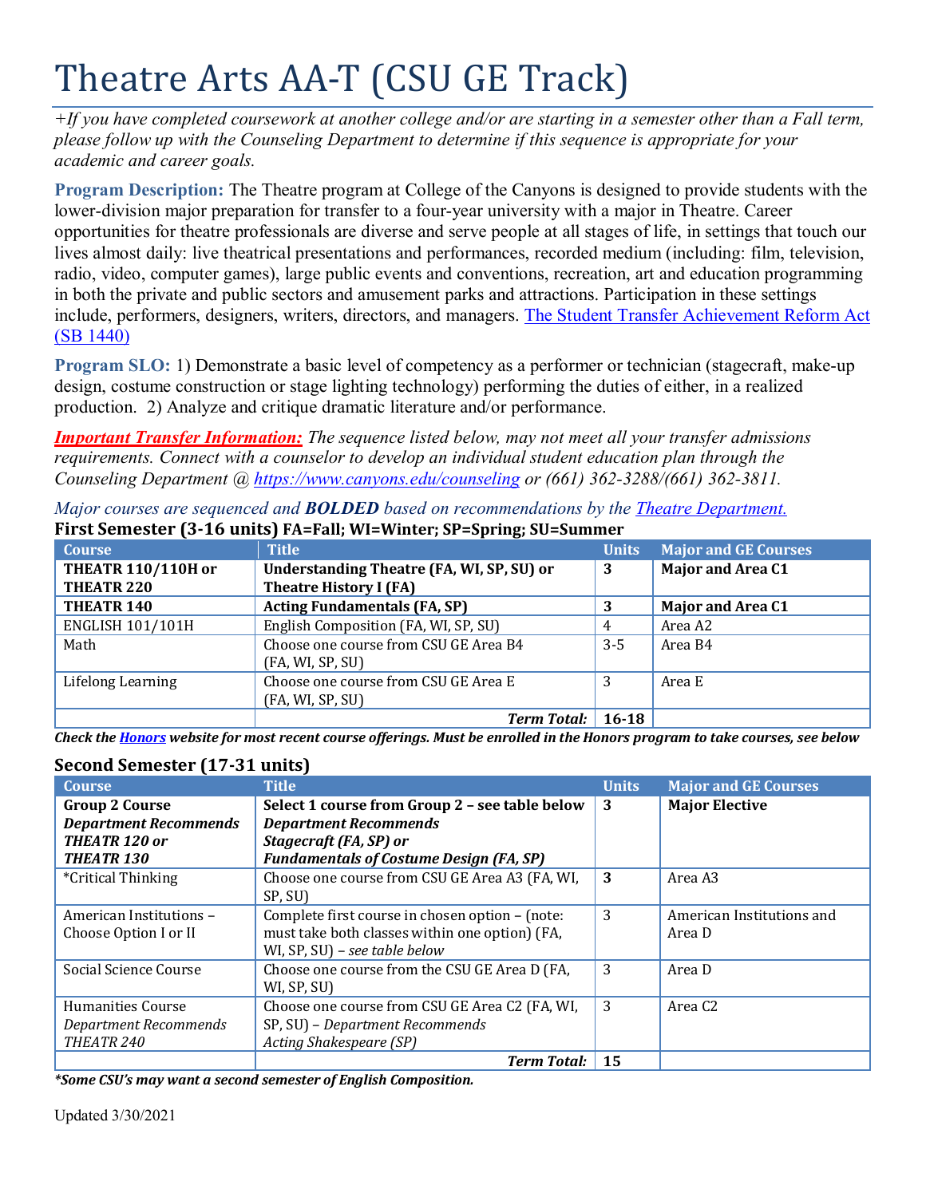# Theatre Arts AA-T (CSU GE Track)

*+If you have completed coursework at another college and/or are starting in a semester other than a Fall term, please follow up with the Counseling Department to determine if this sequence is appropriate for your academic and career goals.*

**Program Description:** The Theatre program at College of the Canyons is designed to provide students with the lower-division major preparation for transfer to a four-year university with a major in Theatre. Career opportunities for theatre professionals are diverse and serve people at all stages of life, in settings that touch our lives almost daily: live theatrical presentations and performances, recorded medium (including: film, television, radio, video, computer games), large public events and conventions, recreation, art and education programming in both the private and public sectors and amusement parks and attractions. Participation in these settings include, performers, designers, writers, directors, and managers. The Student Transfer Achievement Reform Act (SB 1440)

**Program SLO:** 1) Demonstrate a basic level of competency as a performer or technician (stagecraft, make-up design, costume construction or stage lighting technology) performing the duties of either, in a realized production. 2) Analyze and critique dramatic literature and/or performance.

***Important Transfer Information:*** *The sequence listed below, may not meet all your transfer admissions requirements. Connect with a counselor to develop an individual student education plan through the Counseling Department @ https://www.canyons.edu/counseling or (661) 362-3288/(661) 362-3811.*

*Major courses are sequenced and **BOLDED** based on recommendations by the Theatre Department.*

### First Semester (3-16 units) FA=Fall; WI=Winter; SP=Spring; SU=Summer

| Course | Title | Units | Major and GE Courses |
|---|---|---|---|
| **THEATR 110/110H or THEATR 220** | **Understanding Theatre (FA, WI, SP, SU) or Theatre History I (FA)** | **3** | **Major and Area C1** |
| **THEATR 140** | **Acting Fundamentals (FA, SP)** | **3** | **Major and Area C1** |
| ENGLISH 101/101H | English Composition (FA, WI, SP, SU) | 4 | Area A2 |
| Math | Choose one course from CSU GE Area B4 (FA, WI, SP, SU) | 3-5 | Area B4 |
| Lifelong Learning | Choose one course from CSU GE Area E (FA, WI, SP, SU) | 3 | Area E |
| | ***Term Total:*** | **16-18** | |

***Check the Honors website for most recent course offerings. Must be enrolled in the Honors program to take courses, see below***

### Second Semester (17-31 units)

| Course | Title | Units | Major and GE Courses |
|---|---|---|---|
| **Group 2 Course** ***Department Recommends THEATR 120 or THEATR 130*** | **Select 1 course from Group 2 – see table below** ***Department Recommends Stagecraft (FA, SP) or Fundamentals of Costume Design (FA, SP)*** | **3** | **Major Elective** |
| *Critical Thinking | Choose one course from CSU GE Area A3 (FA, WI, SP, SU) | **3** | Area A3 |
| American Institutions – Choose Option I or II | Complete first course in chosen option – (note: must take both classes within one option) (FA, WI, SP, SU) – *see table below* | 3 | American Institutions and Area D |
| Social Science Course | Choose one course from the CSU GE Area D (FA, WI, SP, SU) | 3 | Area D |
| Humanities Course *Department Recommends THEATR 240* | Choose one course from CSU GE Area C2 (FA, WI, SP, SU) – *Department Recommends Acting Shakespeare (SP)* | 3 | Area C2 |
| | ***Term Total:*** | **15** | |

***Some CSU's may want a second semester of English Composition.***

Updated 3/30/2021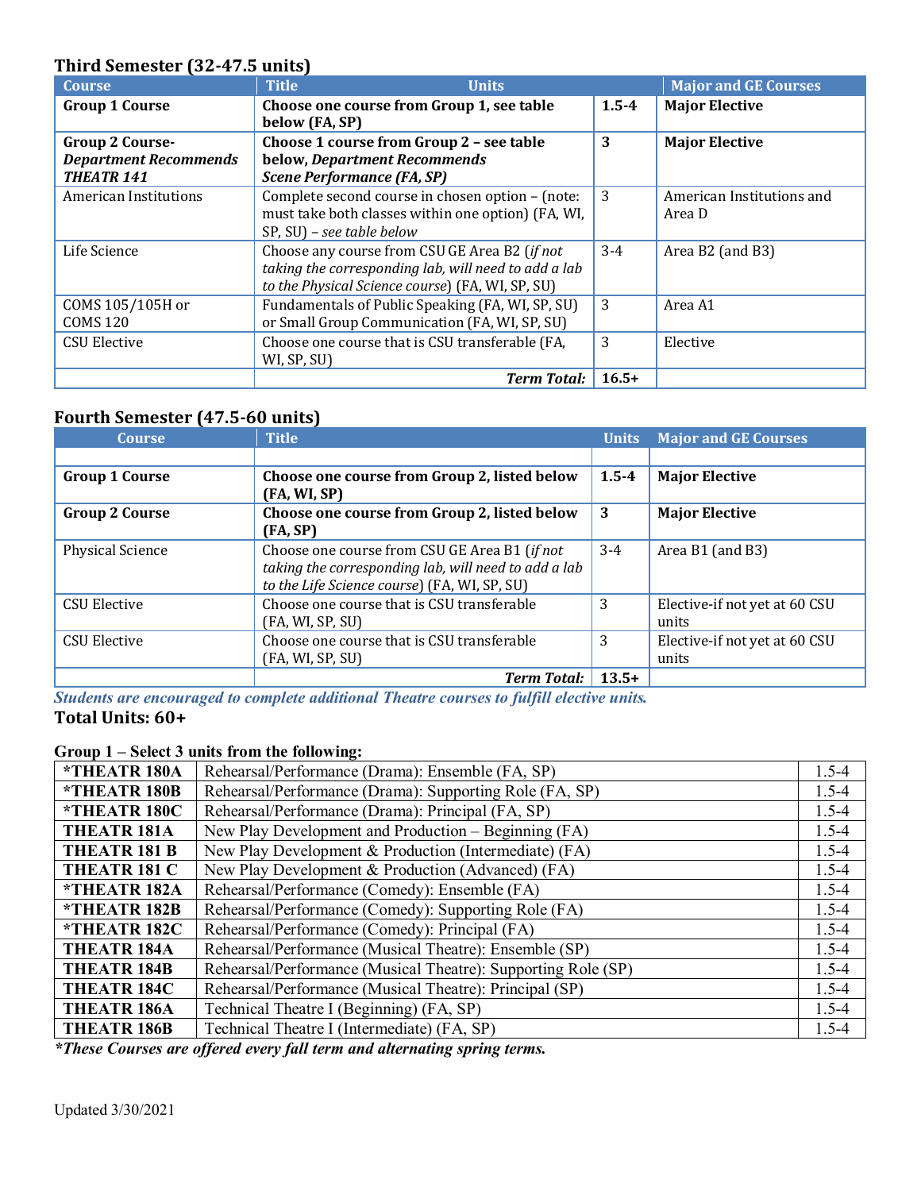## Third Semester (32-47.5 units)

| Course | Title | Units | Major and GE Courses |
|---|---|---|---|
| **Group 1 Course** | **Choose one course from Group 1, see table below (FA, SP)** | **1.5-4** | **Major Elective** |
| **Group 2 Course-** ***Department Recommends THEATR 141*** | **Choose 1 course from Group 2 – see table below,** ***Department Recommends Scene Performance (FA, SP)*** | **3** | **Major Elective** |
| American Institutions | Complete second course in chosen option – (note: must take both classes within one option) (FA, WI, SP, SU) – *see table below* | 3 | American Institutions and Area D |
| Life Science | Choose any course from CSU GE Area B2 (*if not taking the corresponding lab, will need to add a lab to the Physical Science course*) (FA, WI, SP, SU) | 3-4 | Area B2 (and B3) |
| COMS 105/105H or COMS 120 | Fundamentals of Public Speaking (FA, WI, SP, SU) or Small Group Communication (FA, WI, SP, SU) | 3 | Area A1 |
| CSU Elective | Choose one course that is CSU transferable (FA, WI, SP, SU) | 3 | Elective |
| | ***Term Total:*** | **16.5+** | |

## Fourth Semester (47.5-60 units)

| Course | Title | Units | Major and GE Courses |
|---|---|---|---|
| | | | |
| **Group 1 Course** | **Choose one course from Group 2, listed below (FA, WI, SP)** | **1.5-4** | **Major Elective** |
| **Group 2 Course** | **Choose one course from Group 2, listed below (FA, SP)** | **3** | **Major Elective** |
| Physical Science | Choose one course from CSU GE Area B1 (*if not taking the corresponding lab, will need to add a lab to the Life Science course*) (FA, WI, SP, SU) | 3-4 | Area B1 (and B3) |
| CSU Elective | Choose one course that is CSU transferable (FA, WI, SP, SU) | 3 | Elective-if not yet at 60 CSU units |
| CSU Elective | Choose one course that is CSU transferable (FA, WI, SP, SU) | 3 | Elective-if not yet at 60 CSU units |
| | ***Term Total:*** | **13.5+** | |

***Students are encouraged to complete additional Theatre courses to fulfill elective units.***

**Total Units: 60+**

**Group 1 – Select 3 units from the following:**

| Course | Title | Units |
|---|---|---|
| ***THEATR 180A** | Rehearsal/Performance (Drama): Ensemble (FA, SP) | 1.5-4 |
| ***THEATR 180B** | Rehearsal/Performance (Drama): Supporting Role (FA, SP) | 1.5-4 |
| ***THEATR 180C** | Rehearsal/Performance (Drama): Principal (FA, SP) | 1.5-4 |
| **THEATR 181A** | New Play Development and Production – Beginning (FA) | 1.5-4 |
| **THEATR 181 B** | New Play Development & Production (Intermediate) (FA) | 1.5-4 |
| **THEATR 181 C** | New Play Development & Production (Advanced) (FA) | 1.5-4 |
| ***THEATR 182A** | Rehearsal/Performance (Comedy): Ensemble (FA) | 1.5-4 |
| ***THEATR 182B** | Rehearsal/Performance (Comedy): Supporting Role (FA) | 1.5-4 |
| ***THEATR 182C** | Rehearsal/Performance (Comedy): Principal (FA) | 1.5-4 |
| **THEATR 184A** | Rehearsal/Performance (Musical Theatre): Ensemble (SP) | 1.5-4 |
| **THEATR 184B** | Rehearsal/Performance (Musical Theatre): Supporting Role (SP) | 1.5-4 |
| **THEATR 184C** | Rehearsal/Performance (Musical Theatre): Principal (SP) | 1.5-4 |
| **THEATR 186A** | Technical Theatre I (Beginning) (FA, SP) | 1.5-4 |
| **THEATR 186B** | Technical Theatre I (Intermediate) (FA, SP) | 1.5-4 |

****These Courses are offered every fall term and alternating spring terms.***

Updated 3/30/2021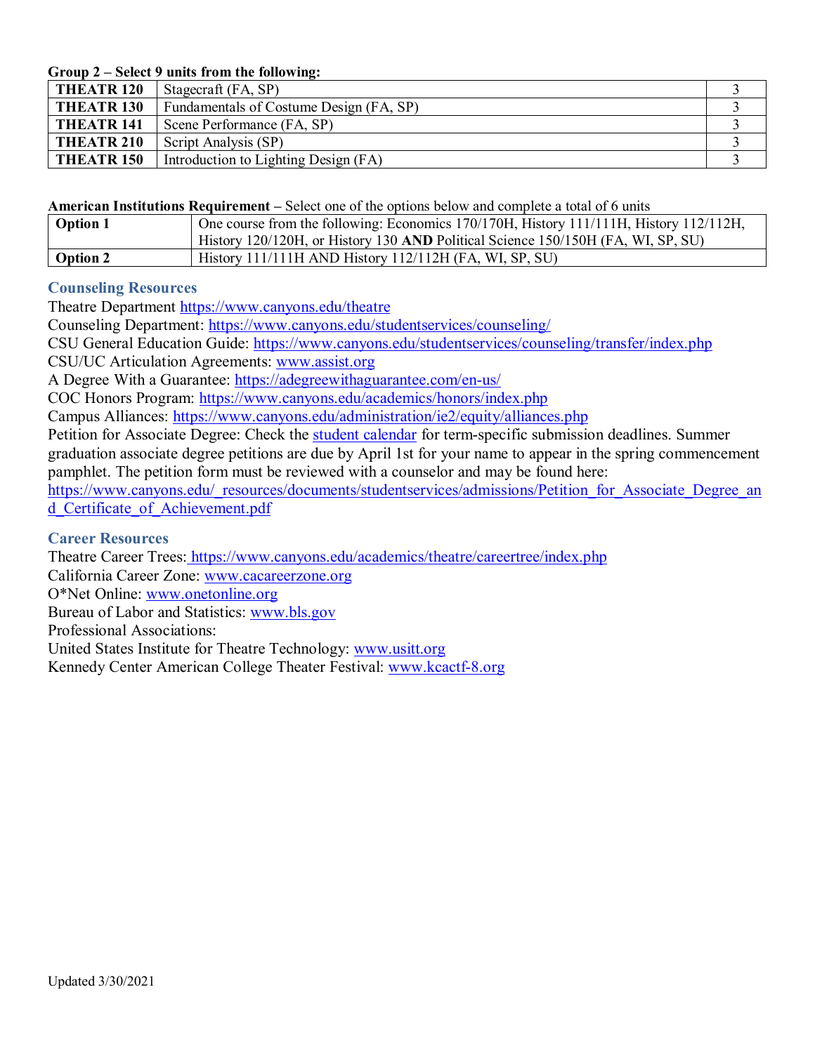**Group 2 – Select 9 units from the following:**

| | | |
|---|---|---|
| **THEATR 120** | Stagecraft (FA, SP) | 3 |
| **THEATR 130** | Fundamentals of Costume Design (FA, SP) | 3 |
| **THEATR 141** | Scene Performance (FA, SP) | 3 |
| **THEATR 210** | Script Analysis (SP) | 3 |
| **THEATR 150** | Introduction to Lighting Design (FA) | 3 |

**American Institutions Requirement –** Select one of the options below and complete a total of 6 units

| | |
|---|---|
| **Option 1** | One course from the following: Economics 170/170H, History 111/111H, History 112/112H, History 120/120H, or History 130 **AND** Political Science 150/150H (FA, WI, SP, SU) |
| **Option 2** | History 111/111H AND History 112/112H (FA, WI, SP, SU) |

## Counseling Resources

Theatre Department https://www.canyons.edu/theatre
Counseling Department: https://www.canyons.edu/studentservices/counseling/
CSU General Education Guide: https://www.canyons.edu/studentservices/counseling/transfer/index.php
CSU/UC Articulation Agreements: www.assist.org
A Degree With a Guarantee: https://adegreewithaguarantee.com/en-us/
COC Honors Program: https://www.canyons.edu/academics/honors/index.php
Campus Alliances: https://www.canyons.edu/administration/ie2/equity/alliances.php
Petition for Associate Degree: Check the student calendar for term-specific submission deadlines. Summer graduation associate degree petitions are due by April 1st for your name to appear in the spring commencement pamphlet. The petition form must be reviewed with a counselor and may be found here: https://www.canyons.edu/_resources/documents/studentservices/admissions/Petition_for_Associate_Degree_and_Certificate_of_Achievement.pdf

## Career Resources

Theatre Career Trees: https://www.canyons.edu/academics/theatre/careertree/index.php
California Career Zone: www.cacareerzone.org
O*Net Online: www.onetonline.org
Bureau of Labor and Statistics: www.bls.gov
Professional Associations:
United States Institute for Theatre Technology: www.usitt.org
Kennedy Center American College Theater Festival: www.kcactf-8.org

Updated 3/30/2021